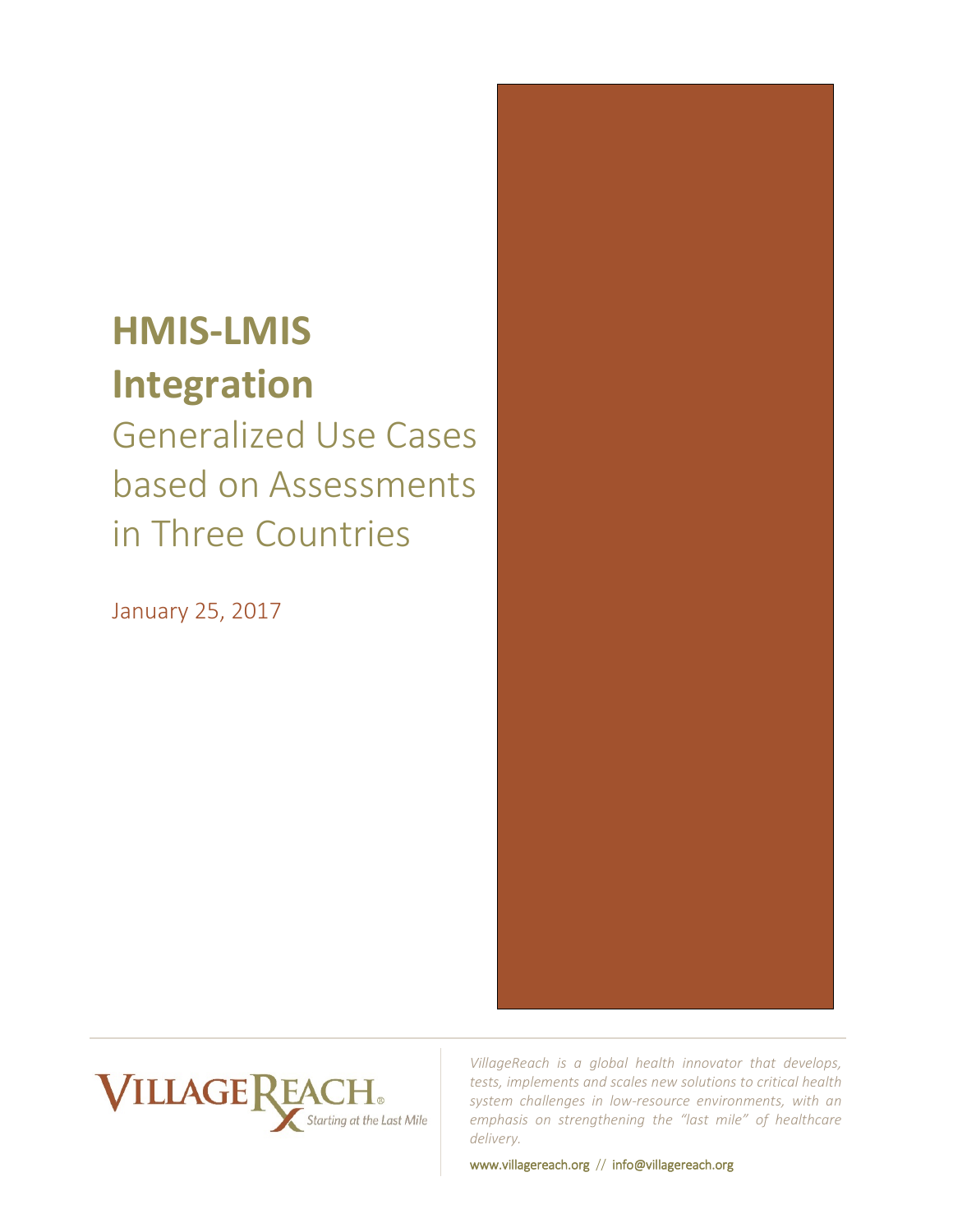# HMIS-LMIS Integration

## Generalized Use Cases based on Assessments in Three Countries

January 25, 2017

VILLAGEREACH® Starting at the Last Mile

*VillageReach is a global health innovator that develops, tests, implements and scales new solutions to critical health system challenges in low-resource environments, with an emphasis on strengthening the "last mile" of healthcare delivery.*

www.villagereach.org // info@villagereach.org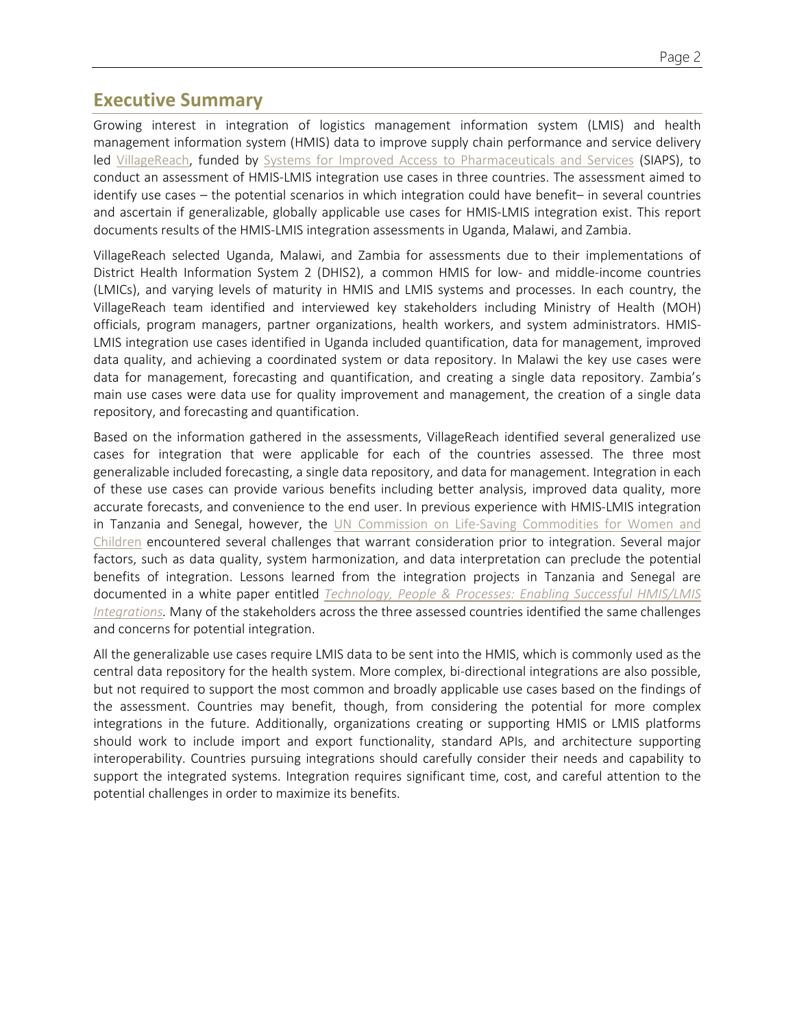## Executive Summary

Growing interest in integration of logistics management information system (LMIS) and health management information system (HMIS) data to improve supply chain performance and service delivery led VillageReach, funded by Systems for Improved Access to Pharmaceuticals and Services (SIAPS), to conduct an assessment of HMIS-LMIS integration use cases in three countries. The assessment aimed to identify use cases – the potential scenarios in which integration could have benefit– in several countries and ascertain if generalizable, globally applicable use cases for HMIS-LMIS integration exist. This report documents results of the HMIS-LMIS integration assessments in Uganda, Malawi, and Zambia.

VillageReach selected Uganda, Malawi, and Zambia for assessments due to their implementations of District Health Information System 2 (DHIS2), a common HMIS for low- and middle-income countries (LMICs), and varying levels of maturity in HMIS and LMIS systems and processes. In each country, the VillageReach team identified and interviewed key stakeholders including Ministry of Health (MOH) officials, program managers, partner organizations, health workers, and system administrators. HMIS-LMIS integration use cases identified in Uganda included quantification, data for management, improved data quality, and achieving a coordinated system or data repository. In Malawi the key use cases were data for management, forecasting and quantification, and creating a single data repository. Zambia's main use cases were data use for quality improvement and management, the creation of a single data repository, and forecasting and quantification.

Based on the information gathered in the assessments, VillageReach identified several generalized use cases for integration that were applicable for each of the countries assessed. The three most generalizable included forecasting, a single data repository, and data for management. Integration in each of these use cases can provide various benefits including better analysis, improved data quality, more accurate forecasts, and convenience to the end user. In previous experience with HMIS-LMIS integration in Tanzania and Senegal, however, the UN Commission on Life-Saving Commodities for Women and Children encountered several challenges that warrant consideration prior to integration. Several major factors, such as data quality, system harmonization, and data interpretation can preclude the potential benefits of integration. Lessons learned from the integration projects in Tanzania and Senegal are documented in a white paper entitled *Technology, People & Processes: Enabling Successful HMIS/LMIS Integrations.* Many of the stakeholders across the three assessed countries identified the same challenges and concerns for potential integration.

All the generalizable use cases require LMIS data to be sent into the HMIS, which is commonly used as the central data repository for the health system. More complex, bi-directional integrations are also possible, but not required to support the most common and broadly applicable use cases based on the findings of the assessment. Countries may benefit, though, from considering the potential for more complex integrations in the future. Additionally, organizations creating or supporting HMIS or LMIS platforms should work to include import and export functionality, standard APIs, and architecture supporting interoperability. Countries pursuing integrations should carefully consider their needs and capability to support the integrated systems. Integration requires significant time, cost, and careful attention to the potential challenges in order to maximize its benefits.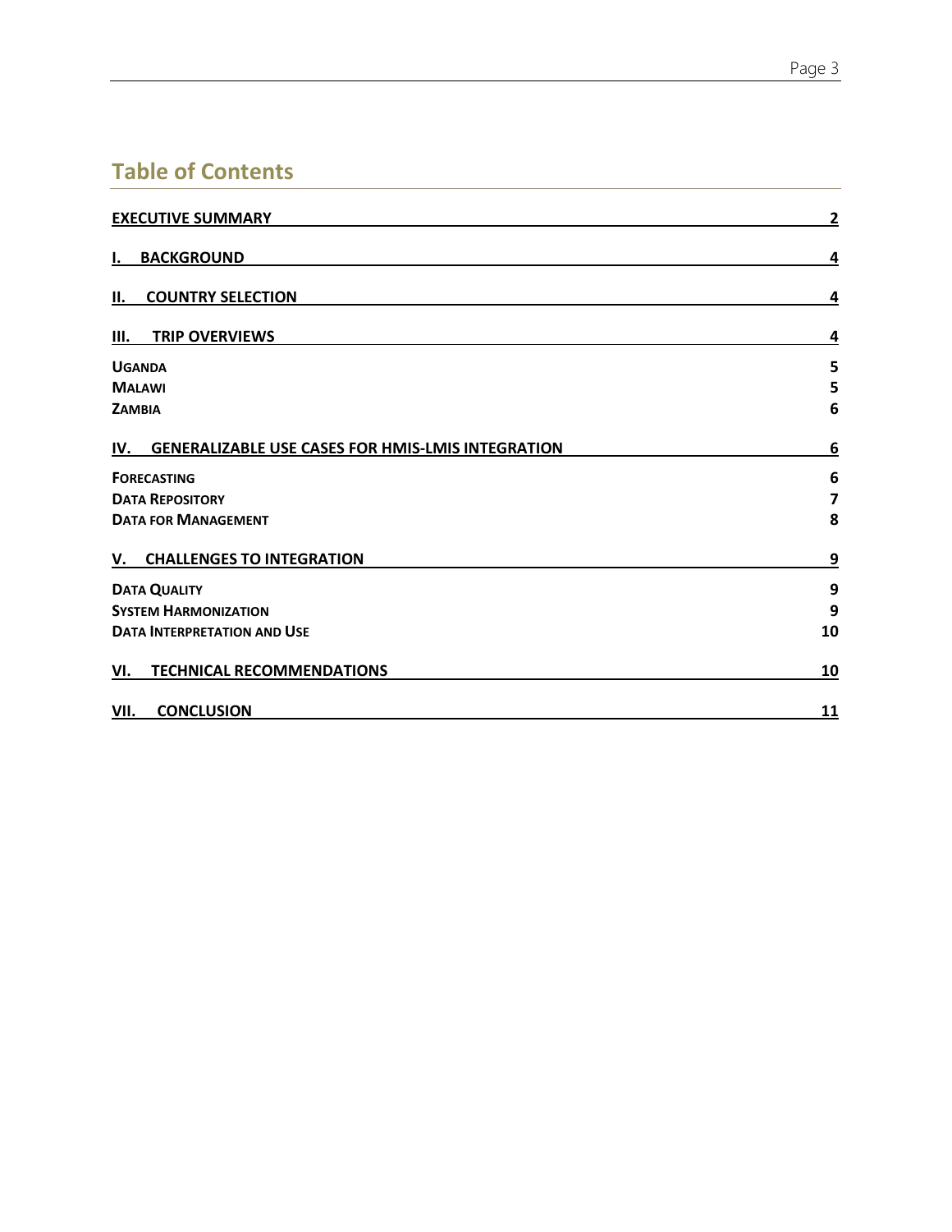# Table of Contents

| | |
|---|---|
| **EXECUTIVE SUMMARY** | **2** |
| **I. BACKGROUND** | **4** |
| **II. COUNTRY SELECTION** | **4** |
| **III. TRIP OVERVIEWS** | **4** |
| **UGANDA** | **5** |
| **MALAWI** | **5** |
| **ZAMBIA** | **6** |
| **IV. GENERALIZABLE USE CASES FOR HMIS-LMIS INTEGRATION** | **6** |
| **FORECASTING** | **6** |
| **DATA REPOSITORY** | **7** |
| **DATA FOR MANAGEMENT** | **8** |
| **V. CHALLENGES TO INTEGRATION** | **9** |
| **DATA QUALITY** | **9** |
| **SYSTEM HARMONIZATION** | **9** |
| **DATA INTERPRETATION AND USE** | **10** |
| **VI. TECHNICAL RECOMMENDATIONS** | **10** |
| **VII. CONCLUSION** | **11** |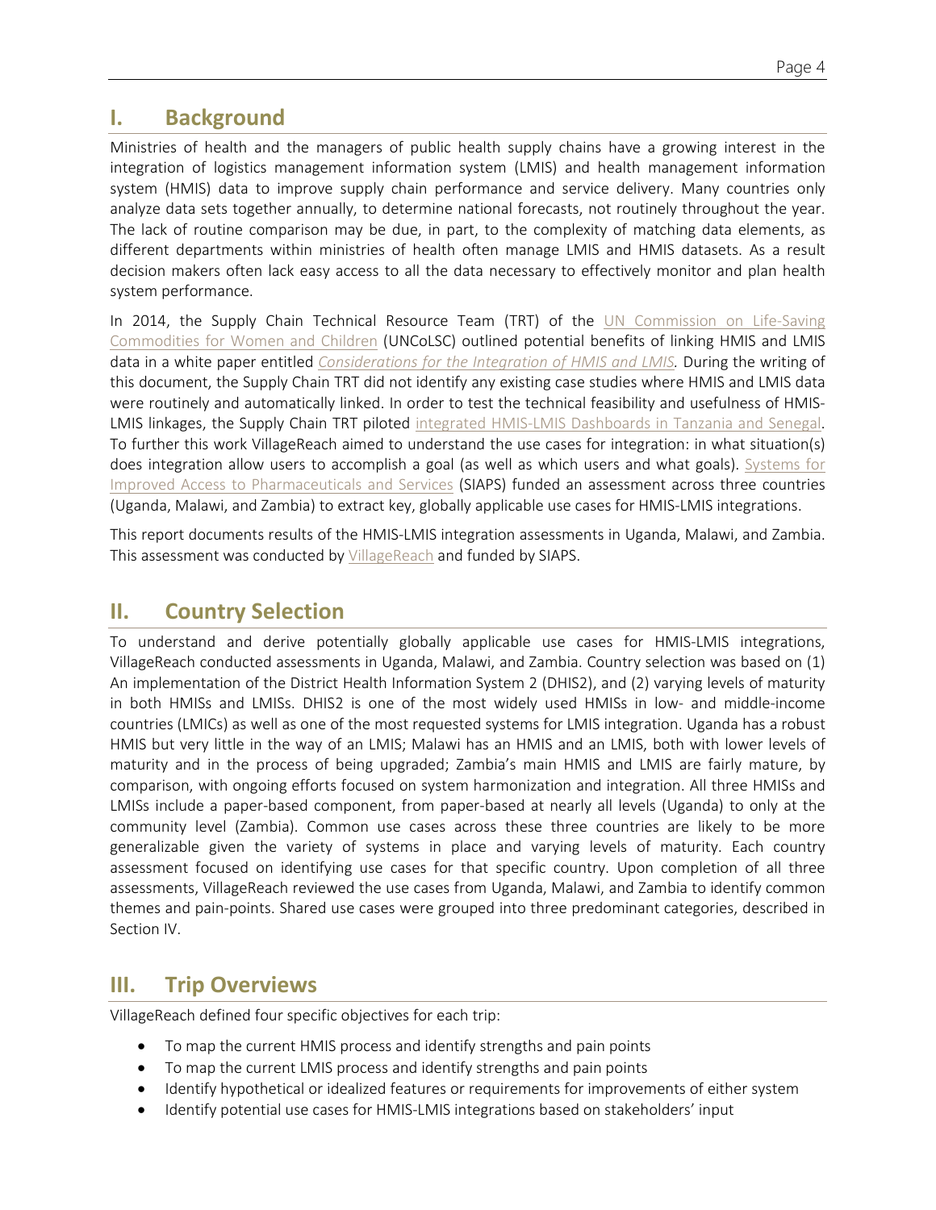## I. Background

Ministries of health and the managers of public health supply chains have a growing interest in the integration of logistics management information system (LMIS) and health management information system (HMIS) data to improve supply chain performance and service delivery. Many countries only analyze data sets together annually, to determine national forecasts, not routinely throughout the year. The lack of routine comparison may be due, in part, to the complexity of matching data elements, as different departments within ministries of health often manage LMIS and HMIS datasets. As a result decision makers often lack easy access to all the data necessary to effectively monitor and plan health system performance.

In 2014, the Supply Chain Technical Resource Team (TRT) of the UN Commission on Life-Saving Commodities for Women and Children (UNCoLSC) outlined potential benefits of linking HMIS and LMIS data in a white paper entitled *Considerations for the Integration of HMIS and LMIS*. During the writing of this document, the Supply Chain TRT did not identify any existing case studies where HMIS and LMIS data were routinely and automatically linked. In order to test the technical feasibility and usefulness of HMIS-LMIS linkages, the Supply Chain TRT piloted integrated HMIS-LMIS Dashboards in Tanzania and Senegal. To further this work VillageReach aimed to understand the use cases for integration: in what situation(s) does integration allow users to accomplish a goal (as well as which users and what goals). Systems for Improved Access to Pharmaceuticals and Services (SIAPS) funded an assessment across three countries (Uganda, Malawi, and Zambia) to extract key, globally applicable use cases for HMIS-LMIS integrations.

This report documents results of the HMIS-LMIS integration assessments in Uganda, Malawi, and Zambia. This assessment was conducted by VillageReach and funded by SIAPS.

## II. Country Selection

To understand and derive potentially globally applicable use cases for HMIS-LMIS integrations, VillageReach conducted assessments in Uganda, Malawi, and Zambia. Country selection was based on (1) An implementation of the District Health Information System 2 (DHIS2), and (2) varying levels of maturity in both HMISs and LMISs. DHIS2 is one of the most widely used HMISs in low- and middle-income countries (LMICs) as well as one of the most requested systems for LMIS integration. Uganda has a robust HMIS but very little in the way of an LMIS; Malawi has an HMIS and an LMIS, both with lower levels of maturity and in the process of being upgraded; Zambia's main HMIS and LMIS are fairly mature, by comparison, with ongoing efforts focused on system harmonization and integration. All three HMISs and LMISs include a paper-based component, from paper-based at nearly all levels (Uganda) to only at the community level (Zambia). Common use cases across these three countries are likely to be more generalizable given the variety of systems in place and varying levels of maturity. Each country assessment focused on identifying use cases for that specific country. Upon completion of all three assessments, VillageReach reviewed the use cases from Uganda, Malawi, and Zambia to identify common themes and pain-points. Shared use cases were grouped into three predominant categories, described in Section IV.

## III. Trip Overviews

VillageReach defined four specific objectives for each trip:

- To map the current HMIS process and identify strengths and pain points
- To map the current LMIS process and identify strengths and pain points
- Identify hypothetical or idealized features or requirements for improvements of either system
- Identify potential use cases for HMIS-LMIS integrations based on stakeholders' input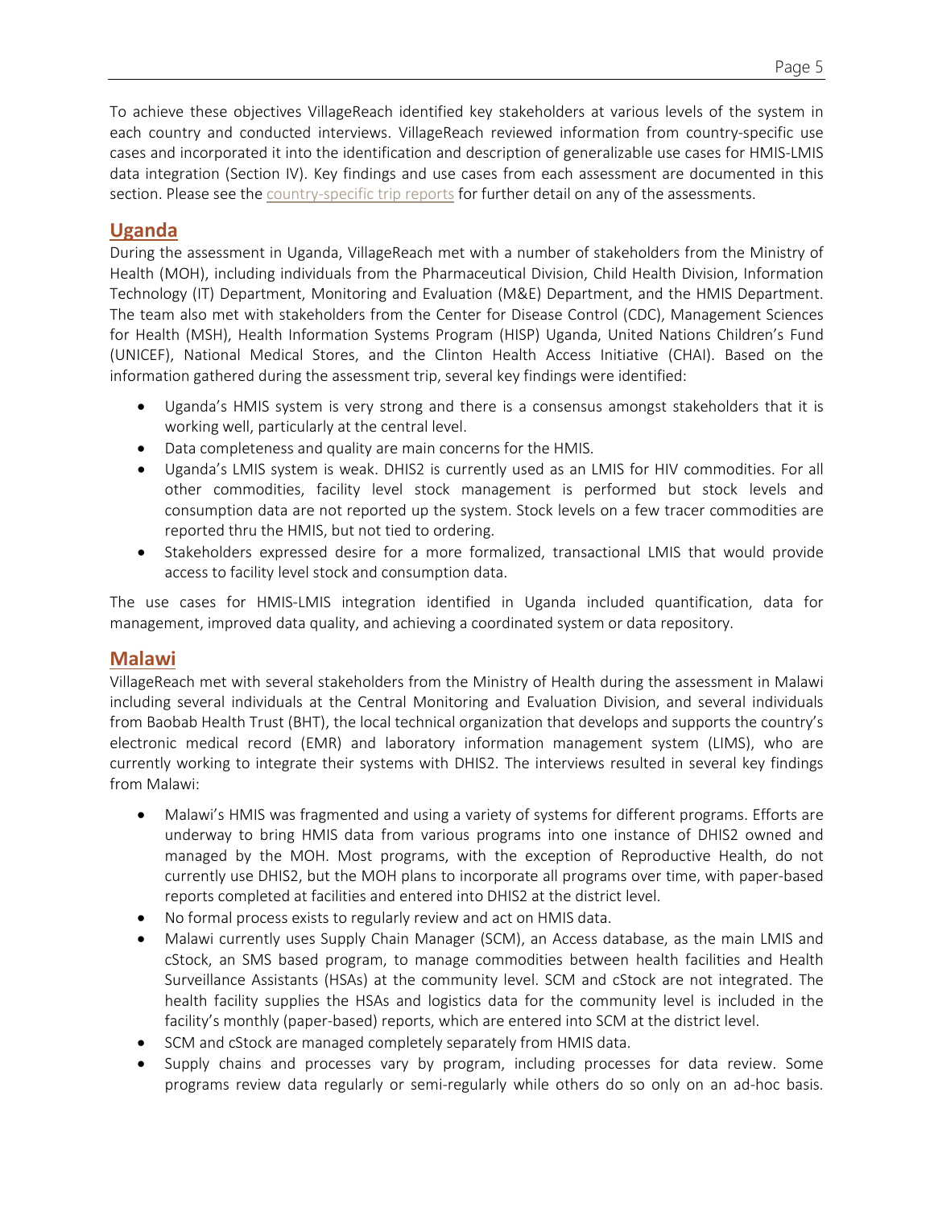To achieve these objectives VillageReach identified key stakeholders at various levels of the system in each country and conducted interviews. VillageReach reviewed information from country-specific use cases and incorporated it into the identification and description of generalizable use cases for HMIS-LMIS data integration (Section IV). Key findings and use cases from each assessment are documented in this section. Please see the country-specific trip reports for further detail on any of the assessments.

## Uganda

During the assessment in Uganda, VillageReach met with a number of stakeholders from the Ministry of Health (MOH), including individuals from the Pharmaceutical Division, Child Health Division, Information Technology (IT) Department, Monitoring and Evaluation (M&E) Department, and the HMIS Department. The team also met with stakeholders from the Center for Disease Control (CDC), Management Sciences for Health (MSH), Health Information Systems Program (HISP) Uganda, United Nations Children's Fund (UNICEF), National Medical Stores, and the Clinton Health Access Initiative (CHAI). Based on the information gathered during the assessment trip, several key findings were identified:

- Uganda's HMIS system is very strong and there is a consensus amongst stakeholders that it is working well, particularly at the central level.
- Data completeness and quality are main concerns for the HMIS.
- Uganda's LMIS system is weak. DHIS2 is currently used as an LMIS for HIV commodities. For all other commodities, facility level stock management is performed but stock levels and consumption data are not reported up the system. Stock levels on a few tracer commodities are reported thru the HMIS, but not tied to ordering.
- Stakeholders expressed desire for a more formalized, transactional LMIS that would provide access to facility level stock and consumption data.

The use cases for HMIS-LMIS integration identified in Uganda included quantification, data for management, improved data quality, and achieving a coordinated system or data repository.

## Malawi

VillageReach met with several stakeholders from the Ministry of Health during the assessment in Malawi including several individuals at the Central Monitoring and Evaluation Division, and several individuals from Baobab Health Trust (BHT), the local technical organization that develops and supports the country's electronic medical record (EMR) and laboratory information management system (LIMS), who are currently working to integrate their systems with DHIS2. The interviews resulted in several key findings from Malawi:

- Malawi's HMIS was fragmented and using a variety of systems for different programs. Efforts are underway to bring HMIS data from various programs into one instance of DHIS2 owned and managed by the MOH. Most programs, with the exception of Reproductive Health, do not currently use DHIS2, but the MOH plans to incorporate all programs over time, with paper-based reports completed at facilities and entered into DHIS2 at the district level.
- No formal process exists to regularly review and act on HMIS data.
- Malawi currently uses Supply Chain Manager (SCM), an Access database, as the main LMIS and cStock, an SMS based program, to manage commodities between health facilities and Health Surveillance Assistants (HSAs) at the community level. SCM and cStock are not integrated. The health facility supplies the HSAs and logistics data for the community level is included in the facility's monthly (paper-based) reports, which are entered into SCM at the district level.
- SCM and cStock are managed completely separately from HMIS data.
- Supply chains and processes vary by program, including processes for data review. Some programs review data regularly or semi-regularly while others do so only on an ad-hoc basis.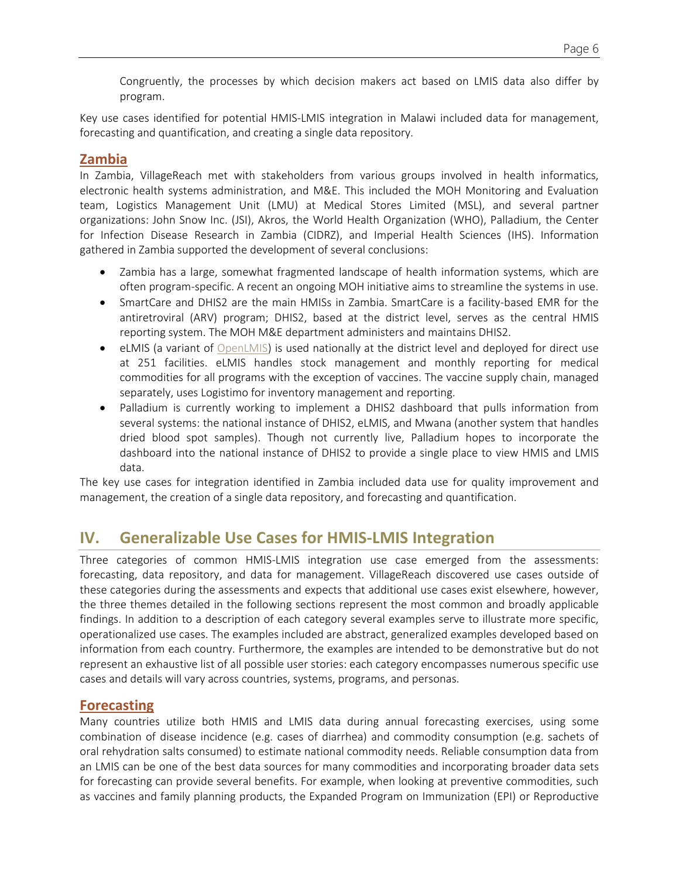Congruently, the processes by which decision makers act based on LMIS data also differ by program.

Key use cases identified for potential HMIS-LMIS integration in Malawi included data for management, forecasting and quantification, and creating a single data repository.

### Zambia

In Zambia, VillageReach met with stakeholders from various groups involved in health informatics, electronic health systems administration, and M&E. This included the MOH Monitoring and Evaluation team, Logistics Management Unit (LMU) at Medical Stores Limited (MSL), and several partner organizations: John Snow Inc. (JSI), Akros, the World Health Organization (WHO), Palladium, the Center for Infection Disease Research in Zambia (CIDRZ), and Imperial Health Sciences (IHS). Information gathered in Zambia supported the development of several conclusions:

- Zambia has a large, somewhat fragmented landscape of health information systems, which are often program-specific. A recent an ongoing MOH initiative aims to streamline the systems in use.
- SmartCare and DHIS2 are the main HMISs in Zambia. SmartCare is a facility-based EMR for the antiretroviral (ARV) program; DHIS2, based at the district level, serves as the central HMIS reporting system. The MOH M&E department administers and maintains DHIS2.
- eLMIS (a variant of OpenLMIS) is used nationally at the district level and deployed for direct use at 251 facilities. eLMIS handles stock management and monthly reporting for medical commodities for all programs with the exception of vaccines. The vaccine supply chain, managed separately, uses Logistimo for inventory management and reporting.
- Palladium is currently working to implement a DHIS2 dashboard that pulls information from several systems: the national instance of DHIS2, eLMIS, and Mwana (another system that handles dried blood spot samples). Though not currently live, Palladium hopes to incorporate the dashboard into the national instance of DHIS2 to provide a single place to view HMIS and LMIS data.

The key use cases for integration identified in Zambia included data use for quality improvement and management, the creation of a single data repository, and forecasting and quantification.

## IV. Generalizable Use Cases for HMIS-LMIS Integration

Three categories of common HMIS-LMIS integration use case emerged from the assessments: forecasting, data repository, and data for management. VillageReach discovered use cases outside of these categories during the assessments and expects that additional use cases exist elsewhere, however, the three themes detailed in the following sections represent the most common and broadly applicable findings. In addition to a description of each category several examples serve to illustrate more specific, operationalized use cases. The examples included are abstract, generalized examples developed based on information from each country. Furthermore, the examples are intended to be demonstrative but do not represent an exhaustive list of all possible user stories: each category encompasses numerous specific use cases and details will vary across countries, systems, programs, and personas.

### Forecasting

Many countries utilize both HMIS and LMIS data during annual forecasting exercises, using some combination of disease incidence (e.g. cases of diarrhea) and commodity consumption (e.g. sachets of oral rehydration salts consumed) to estimate national commodity needs. Reliable consumption data from an LMIS can be one of the best data sources for many commodities and incorporating broader data sets for forecasting can provide several benefits. For example, when looking at preventive commodities, such as vaccines and family planning products, the Expanded Program on Immunization (EPI) or Reproductive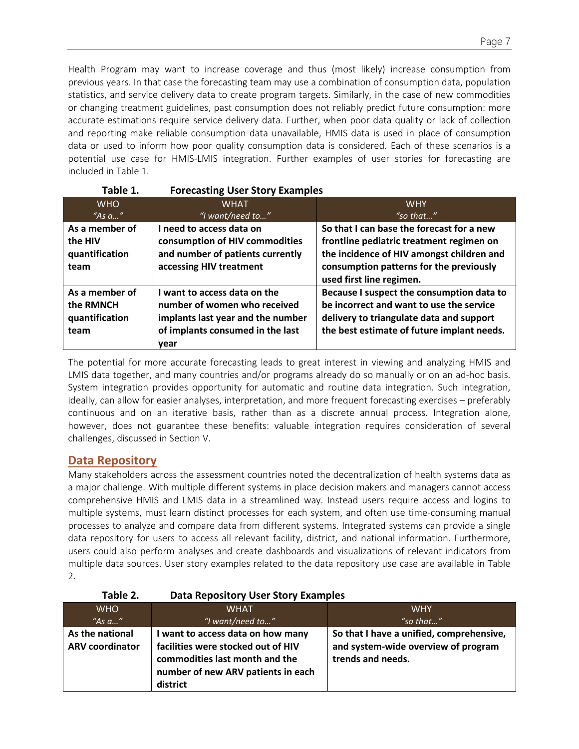Health Program may want to increase coverage and thus (most likely) increase consumption from previous years. In that case the forecasting team may use a combination of consumption data, population statistics, and service delivery data to create program targets. Similarly, in the case of new commodities or changing treatment guidelines, past consumption does not reliably predict future consumption: more accurate estimations require service delivery data. Further, when poor data quality or lack of collection and reporting make reliable consumption data unavailable, HMIS data is used in place of consumption data or used to inform how poor quality consumption data is considered. Each of these scenarios is a potential use case for HMIS-LMIS integration. Further examples of user stories for forecasting are included in Table 1.

**Table 1. Forecasting User Story Examples**

| WHO<br>*"As a…"* | WHAT<br>*"I want/need to…"* | WHY<br>*"so that…"* |
| --- | --- | --- |
| **As a member of the HIV quantification team** | **I need to access data on consumption of HIV commodities and number of patients currently accessing HIV treatment** | **So that I can base the forecast for a new frontline pediatric treatment regimen on the incidence of HIV amongst children and consumption patterns for the previously used first line regimen.** |
| **As a member of the RMNCH quantification team** | **I want to access data on the number of women who received implants last year and the number of implants consumed in the last year** | **Because I suspect the consumption data to be incorrect and want to use the service delivery to triangulate data and support the best estimate of future implant needs.** |

The potential for more accurate forecasting leads to great interest in viewing and analyzing HMIS and LMIS data together, and many countries and/or programs already do so manually or on an ad-hoc basis. System integration provides opportunity for automatic and routine data integration. Such integration, ideally, can allow for easier analyses, interpretation, and more frequent forecasting exercises – preferably continuous and on an iterative basis, rather than as a discrete annual process. Integration alone, however, does not guarantee these benefits: valuable integration requires consideration of several challenges, discussed in Section V.

## Data Repository

Many stakeholders across the assessment countries noted the decentralization of health systems data as a major challenge. With multiple different systems in place decision makers and managers cannot access comprehensive HMIS and LMIS data in a streamlined way. Instead users require access and logins to multiple systems, must learn distinct processes for each system, and often use time-consuming manual processes to analyze and compare data from different systems. Integrated systems can provide a single data repository for users to access all relevant facility, district, and national information. Furthermore, users could also perform analyses and create dashboards and visualizations of relevant indicators from multiple data sources. User story examples related to the data repository use case are available in Table 2.

**Table 2. Data Repository User Story Examples**

| WHO<br>*"As a…"* | WHAT<br>*"I want/need to…"* | WHY<br>*"so that…"* |
| --- | --- | --- |
| **As the national ARV coordinator** | **I want to access data on how many facilities were stocked out of HIV commodities last month and the number of new ARV patients in each district** | **So that I have a unified, comprehensive, and system-wide overview of program trends and needs.** |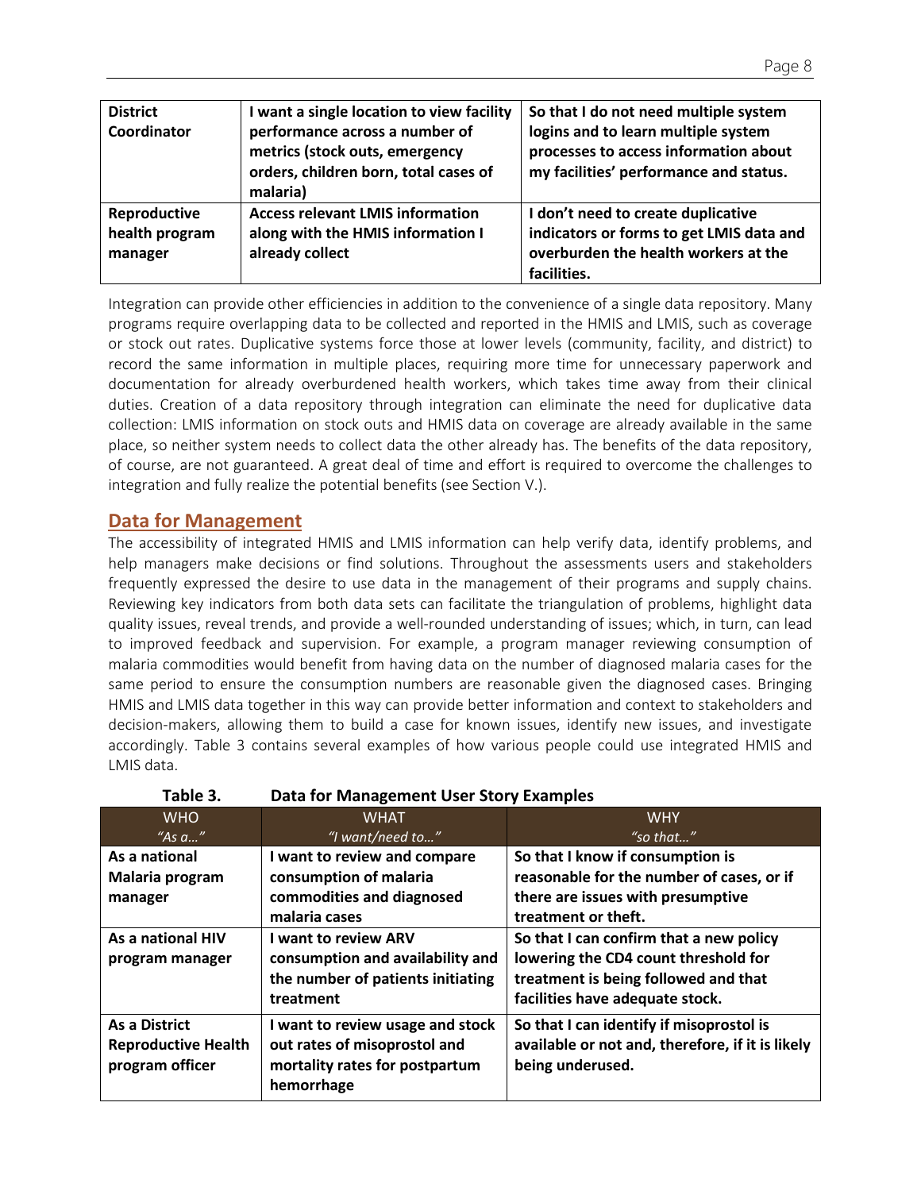| **District Coordinator** | **I want a single location to view facility performance across a number of metrics (stock outs, emergency orders, children born, total cases of malaria)** | **So that I do not need multiple system logins and to learn multiple system processes to access information about my facilities' performance and status.** |
|---|---|---|
| **Reproductive health program manager** | **Access relevant LMIS information along with the HMIS information I already collect** | **I don't need to create duplicative indicators or forms to get LMIS data and overburden the health workers at the facilities.** |

Integration can provide other efficiencies in addition to the convenience of a single data repository. Many programs require overlapping data to be collected and reported in the HMIS and LMIS, such as coverage or stock out rates. Duplicative systems force those at lower levels (community, facility, and district) to record the same information in multiple places, requiring more time for unnecessary paperwork and documentation for already overburdened health workers, which takes time away from their clinical duties. Creation of a data repository through integration can eliminate the need for duplicative data collection: LMIS information on stock outs and HMIS data on coverage are already available in the same place, so neither system needs to collect data the other already has. The benefits of the data repository, of course, are not guaranteed. A great deal of time and effort is required to overcome the challenges to integration and fully realize the potential benefits (see Section V.).

## Data for Management

The accessibility of integrated HMIS and LMIS information can help verify data, identify problems, and help managers make decisions or find solutions. Throughout the assessments users and stakeholders frequently expressed the desire to use data in the management of their programs and supply chains. Reviewing key indicators from both data sets can facilitate the triangulation of problems, highlight data quality issues, reveal trends, and provide a well-rounded understanding of issues; which, in turn, can lead to improved feedback and supervision. For example, a program manager reviewing consumption of malaria commodities would benefit from having data on the number of diagnosed malaria cases for the same period to ensure the consumption numbers are reasonable given the diagnosed cases. Bringing HMIS and LMIS data together in this way can provide better information and context to stakeholders and decision-makers, allowing them to build a case for known issues, identify new issues, and investigate accordingly. Table 3 contains several examples of how various people could use integrated HMIS and LMIS data.

**Table 3. Data for Management User Story Examples**

| WHO *"As a…"* | WHAT *"I want/need to…"* | WHY *"so that…"* |
|---|---|---|
| **As a national Malaria program manager** | **I want to review and compare consumption of malaria commodities and diagnosed malaria cases** | **So that I know if consumption is reasonable for the number of cases, or if there are issues with presumptive treatment or theft.** |
| **As a national HIV program manager** | **I want to review ARV consumption and availability and the number of patients initiating treatment** | **So that I can confirm that a new policy lowering the CD4 count threshold for treatment is being followed and that facilities have adequate stock.** |
| **As a District Reproductive Health program officer** | **I want to review usage and stock out rates of misoprostol and mortality rates for postpartum hemorrhage** | **So that I can identify if misoprostol is available or not and, therefore, if it is likely being underused.** |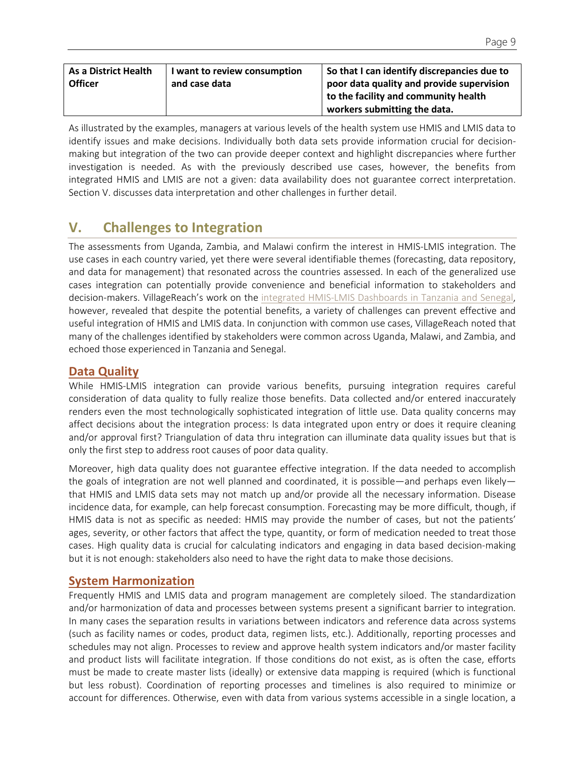| As a District Health Officer | I want to review consumption and case data | So that I can identify discrepancies due to poor data quality and provide supervision to the facility and community health workers submitting the data. |
|---|---|---|

As illustrated by the examples, managers at various levels of the health system use HMIS and LMIS data to identify issues and make decisions. Individually both data sets provide information crucial for decision-making but integration of the two can provide deeper context and highlight discrepancies where further investigation is needed. As with the previously described use cases, however, the benefits from integrated HMIS and LMIS are not a given: data availability does not guarantee correct interpretation. Section V. discusses data interpretation and other challenges in further detail.

# V. Challenges to Integration

The assessments from Uganda, Zambia, and Malawi confirm the interest in HMIS-LMIS integration. The use cases in each country varied, yet there were several identifiable themes (forecasting, data repository, and data for management) that resonated across the countries assessed. In each of the generalized use cases integration can potentially provide convenience and beneficial information to stakeholders and decision-makers. VillageReach's work on the integrated HMIS-LMIS Dashboards in Tanzania and Senegal, however, revealed that despite the potential benefits, a variety of challenges can prevent effective and useful integration of HMIS and LMIS data. In conjunction with common use cases, VillageReach noted that many of the challenges identified by stakeholders were common across Uganda, Malawi, and Zambia, and echoed those experienced in Tanzania and Senegal.

## Data Quality

While HMIS-LMIS integration can provide various benefits, pursuing integration requires careful consideration of data quality to fully realize those benefits. Data collected and/or entered inaccurately renders even the most technologically sophisticated integration of little use. Data quality concerns may affect decisions about the integration process: Is data integrated upon entry or does it require cleaning and/or approval first? Triangulation of data thru integration can illuminate data quality issues but that is only the first step to address root causes of poor data quality.

Moreover, high data quality does not guarantee effective integration. If the data needed to accomplish the goals of integration are not well planned and coordinated, it is possible—and perhaps even likely—that HMIS and LMIS data sets may not match up and/or provide all the necessary information. Disease incidence data, for example, can help forecast consumption. Forecasting may be more difficult, though, if HMIS data is not as specific as needed: HMIS may provide the number of cases, but not the patients' ages, severity, or other factors that affect the type, quantity, or form of medication needed to treat those cases. High quality data is crucial for calculating indicators and engaging in data based decision-making but it is not enough: stakeholders also need to have the right data to make those decisions.

## System Harmonization

Frequently HMIS and LMIS data and program management are completely siloed. The standardization and/or harmonization of data and processes between systems present a significant barrier to integration. In many cases the separation results in variations between indicators and reference data across systems (such as facility names or codes, product data, regimen lists, etc.). Additionally, reporting processes and schedules may not align. Processes to review and approve health system indicators and/or master facility and product lists will facilitate integration. If those conditions do not exist, as is often the case, efforts must be made to create master lists (ideally) or extensive data mapping is required (which is functional but less robust). Coordination of reporting processes and timelines is also required to minimize or account for differences. Otherwise, even with data from various systems accessible in a single location, a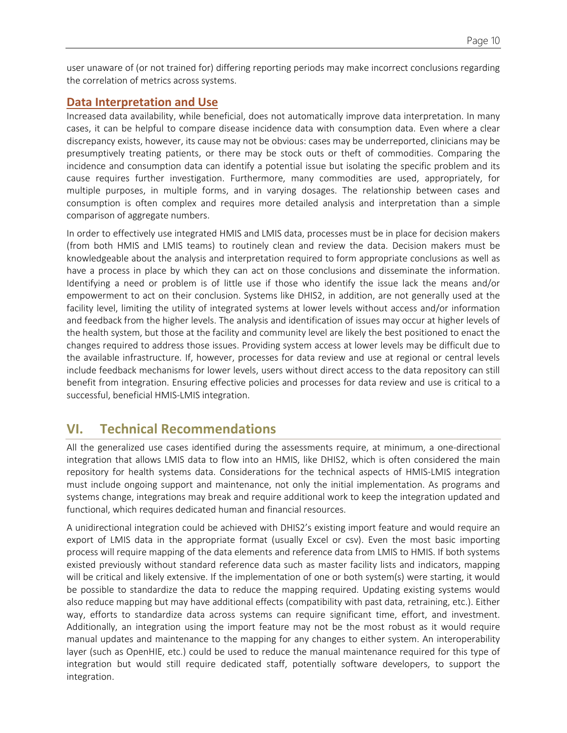user unaware of (or not trained for) differing reporting periods may make incorrect conclusions regarding the correlation of metrics across systems.

## Data Interpretation and Use

Increased data availability, while beneficial, does not automatically improve data interpretation. In many cases, it can be helpful to compare disease incidence data with consumption data. Even where a clear discrepancy exists, however, its cause may not be obvious: cases may be underreported, clinicians may be presumptively treating patients, or there may be stock outs or theft of commodities. Comparing the incidence and consumption data can identify a potential issue but isolating the specific problem and its cause requires further investigation. Furthermore, many commodities are used, appropriately, for multiple purposes, in multiple forms, and in varying dosages. The relationship between cases and consumption is often complex and requires more detailed analysis and interpretation than a simple comparison of aggregate numbers.

In order to effectively use integrated HMIS and LMIS data, processes must be in place for decision makers (from both HMIS and LMIS teams) to routinely clean and review the data. Decision makers must be knowledgeable about the analysis and interpretation required to form appropriate conclusions as well as have a process in place by which they can act on those conclusions and disseminate the information. Identifying a need or problem is of little use if those who identify the issue lack the means and/or empowerment to act on their conclusion. Systems like DHIS2, in addition, are not generally used at the facility level, limiting the utility of integrated systems at lower levels without access and/or information and feedback from the higher levels. The analysis and identification of issues may occur at higher levels of the health system, but those at the facility and community level are likely the best positioned to enact the changes required to address those issues. Providing system access at lower levels may be difficult due to the available infrastructure. If, however, processes for data review and use at regional or central levels include feedback mechanisms for lower levels, users without direct access to the data repository can still benefit from integration. Ensuring effective policies and processes for data review and use is critical to a successful, beneficial HMIS-LMIS integration.

# VI. Technical Recommendations

All the generalized use cases identified during the assessments require, at minimum, a one-directional integration that allows LMIS data to flow into an HMIS, like DHIS2, which is often considered the main repository for health systems data. Considerations for the technical aspects of HMIS-LMIS integration must include ongoing support and maintenance, not only the initial implementation. As programs and systems change, integrations may break and require additional work to keep the integration updated and functional, which requires dedicated human and financial resources.

A unidirectional integration could be achieved with DHIS2's existing import feature and would require an export of LMIS data in the appropriate format (usually Excel or csv). Even the most basic importing process will require mapping of the data elements and reference data from LMIS to HMIS. If both systems existed previously without standard reference data such as master facility lists and indicators, mapping will be critical and likely extensive. If the implementation of one or both system(s) were starting, it would be possible to standardize the data to reduce the mapping required. Updating existing systems would also reduce mapping but may have additional effects (compatibility with past data, retraining, etc.). Either way, efforts to standardize data across systems can require significant time, effort, and investment. Additionally, an integration using the import feature may not be the most robust as it would require manual updates and maintenance to the mapping for any changes to either system. An interoperability layer (such as OpenHIE, etc.) could be used to reduce the manual maintenance required for this type of integration but would still require dedicated staff, potentially software developers, to support the integration.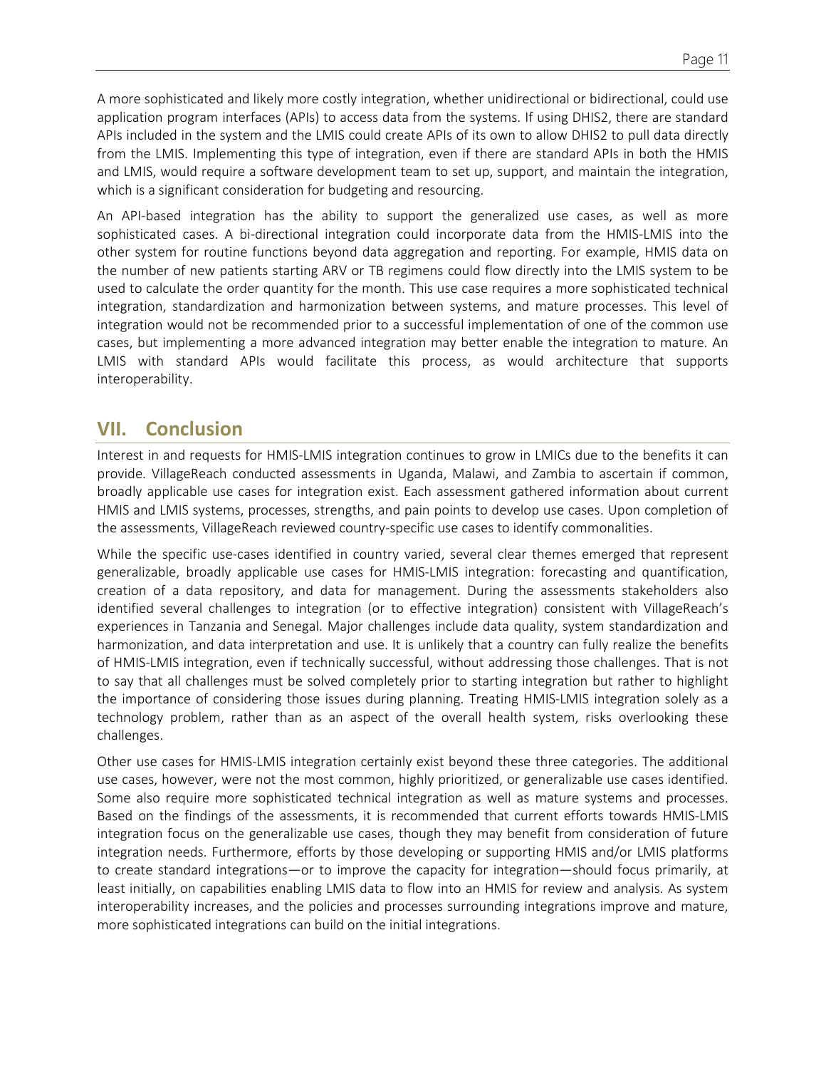A more sophisticated and likely more costly integration, whether unidirectional or bidirectional, could use application program interfaces (APIs) to access data from the systems. If using DHIS2, there are standard APIs included in the system and the LMIS could create APIs of its own to allow DHIS2 to pull data directly from the LMIS. Implementing this type of integration, even if there are standard APIs in both the HMIS and LMIS, would require a software development team to set up, support, and maintain the integration, which is a significant consideration for budgeting and resourcing.

An API-based integration has the ability to support the generalized use cases, as well as more sophisticated cases. A bi-directional integration could incorporate data from the HMIS-LMIS into the other system for routine functions beyond data aggregation and reporting. For example, HMIS data on the number of new patients starting ARV or TB regimens could flow directly into the LMIS system to be used to calculate the order quantity for the month. This use case requires a more sophisticated technical integration, standardization and harmonization between systems, and mature processes. This level of integration would not be recommended prior to a successful implementation of one of the common use cases, but implementing a more advanced integration may better enable the integration to mature. An LMIS with standard APIs would facilitate this process, as would architecture that supports interoperability.

## VII. Conclusion

Interest in and requests for HMIS-LMIS integration continues to grow in LMICs due to the benefits it can provide. VillageReach conducted assessments in Uganda, Malawi, and Zambia to ascertain if common, broadly applicable use cases for integration exist. Each assessment gathered information about current HMIS and LMIS systems, processes, strengths, and pain points to develop use cases. Upon completion of the assessments, VillageReach reviewed country-specific use cases to identify commonalities.

While the specific use-cases identified in country varied, several clear themes emerged that represent generalizable, broadly applicable use cases for HMIS-LMIS integration: forecasting and quantification, creation of a data repository, and data for management. During the assessments stakeholders also identified several challenges to integration (or to effective integration) consistent with VillageReach's experiences in Tanzania and Senegal. Major challenges include data quality, system standardization and harmonization, and data interpretation and use. It is unlikely that a country can fully realize the benefits of HMIS-LMIS integration, even if technically successful, without addressing those challenges. That is not to say that all challenges must be solved completely prior to starting integration but rather to highlight the importance of considering those issues during planning. Treating HMIS-LMIS integration solely as a technology problem, rather than as an aspect of the overall health system, risks overlooking these challenges.

Other use cases for HMIS-LMIS integration certainly exist beyond these three categories. The additional use cases, however, were not the most common, highly prioritized, or generalizable use cases identified. Some also require more sophisticated technical integration as well as mature systems and processes. Based on the findings of the assessments, it is recommended that current efforts towards HMIS-LMIS integration focus on the generalizable use cases, though they may benefit from consideration of future integration needs. Furthermore, efforts by those developing or supporting HMIS and/or LMIS platforms to create standard integrations—or to improve the capacity for integration—should focus primarily, at least initially, on capabilities enabling LMIS data to flow into an HMIS for review and analysis. As system interoperability increases, and the policies and processes surrounding integrations improve and mature, more sophisticated integrations can build on the initial integrations.